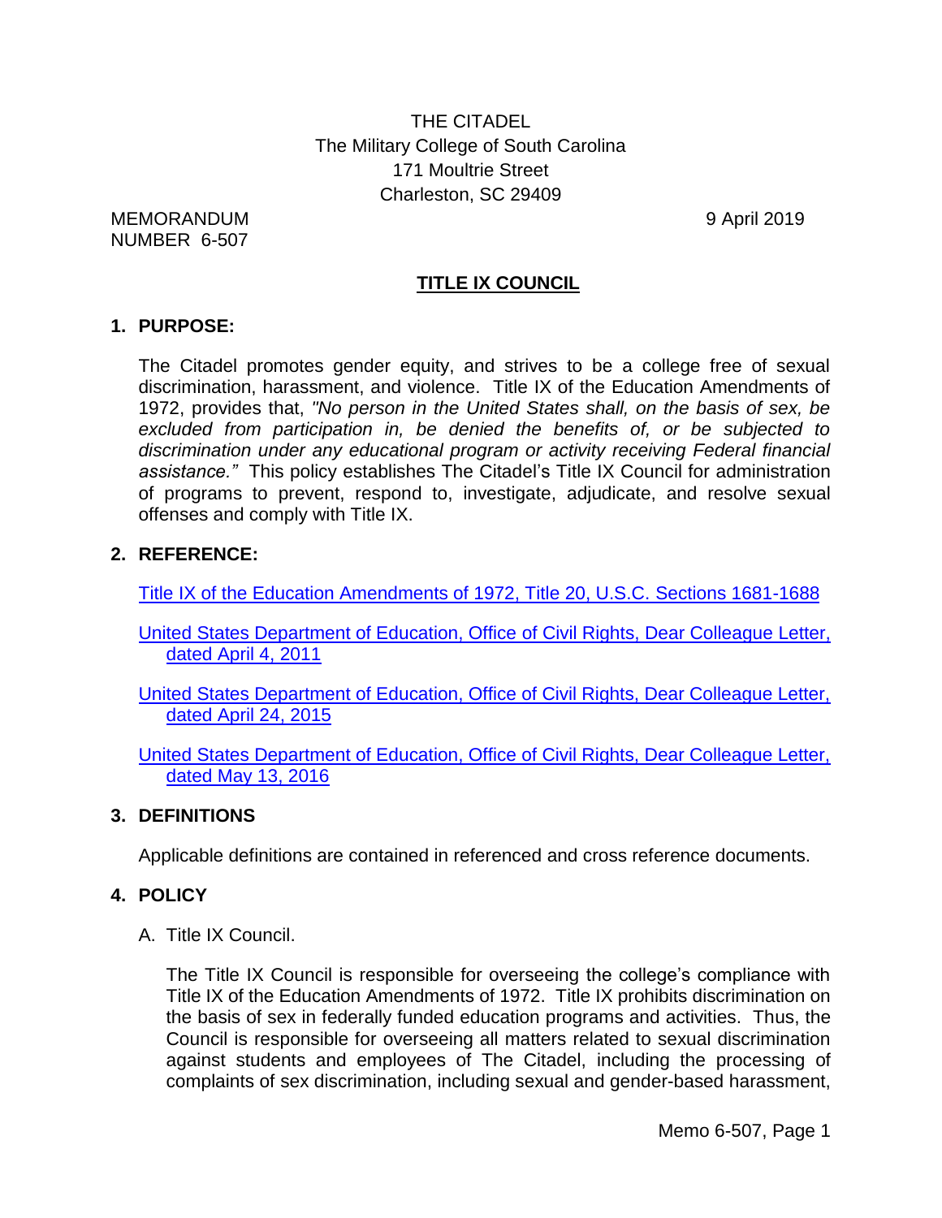THE CITADEL
The Military College of South Carolina
171 Moultrie Street
Charleston, SC 29409

MEMORANDUM
NUMBER 6-507

9 April 2019

# TITLE IX COUNCIL

## 1. PURPOSE:

The Citadel promotes gender equity, and strives to be a college free of sexual discrimination, harassment, and violence. Title IX of the Education Amendments of 1972, provides that, *"No person in the United States shall, on the basis of sex, be excluded from participation in, be denied the benefits of, or be subjected to discrimination under any educational program or activity receiving Federal financial assistance."* This policy establishes The Citadel's Title IX Council for administration of programs to prevent, respond to, investigate, adjudicate, and resolve sexual offenses and comply with Title IX.

## 2. REFERENCE:

Title IX of the Education Amendments of 1972, Title 20, U.S.C. Sections 1681-1688

United States Department of Education, Office of Civil Rights, Dear Colleague Letter, dated April 4, 2011

United States Department of Education, Office of Civil Rights, Dear Colleague Letter, dated April 24, 2015

United States Department of Education, Office of Civil Rights, Dear Colleague Letter, dated May 13, 2016

## 3. DEFINITIONS

Applicable definitions are contained in referenced and cross reference documents.

## 4. POLICY

A. Title IX Council.

The Title IX Council is responsible for overseeing the college's compliance with Title IX of the Education Amendments of 1972. Title IX prohibits discrimination on the basis of sex in federally funded education programs and activities. Thus, the Council is responsible for overseeing all matters related to sexual discrimination against students and employees of The Citadel, including the processing of complaints of sex discrimination, including sexual and gender-based harassment,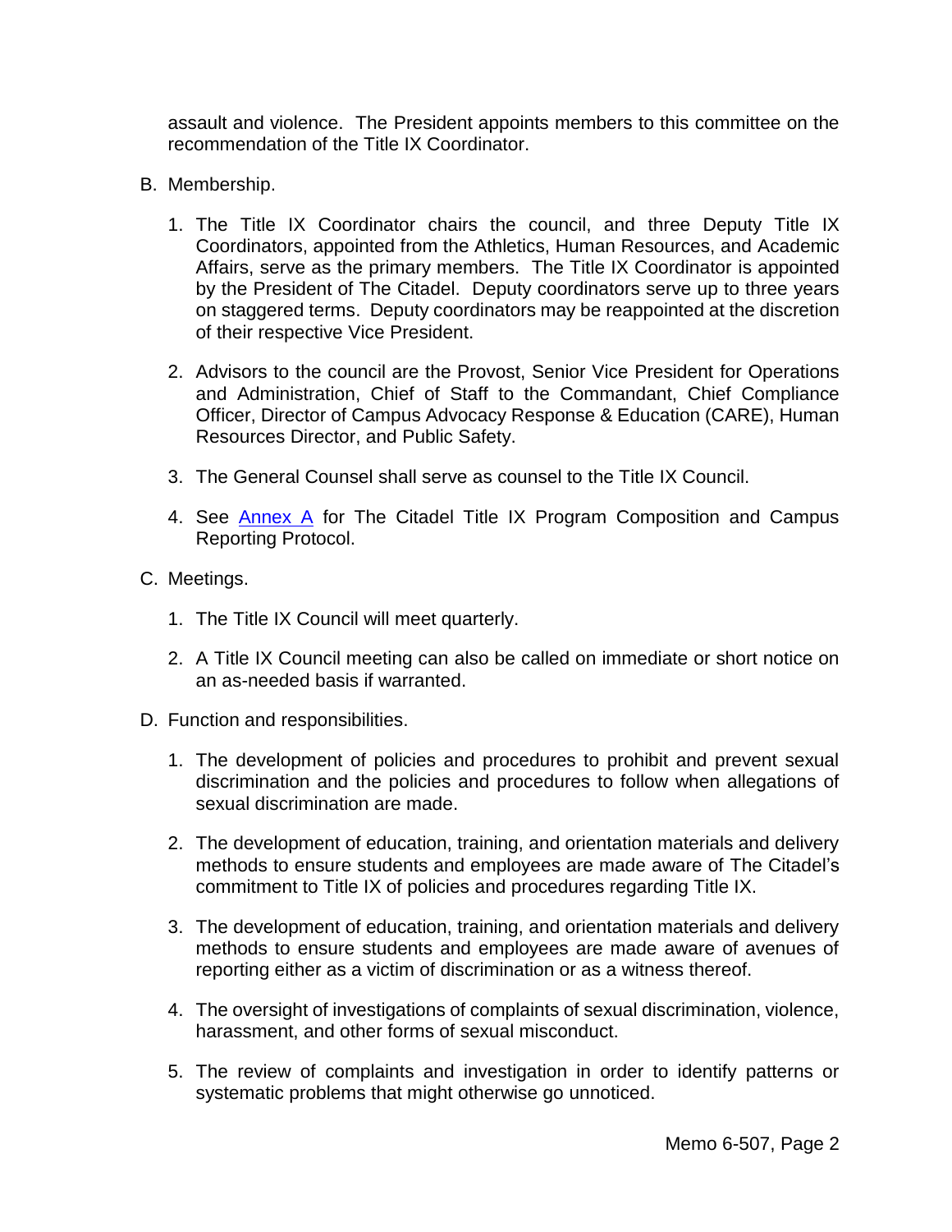assault and violence. The President appoints members to this committee on the recommendation of the Title IX Coordinator.

B. Membership.

   1. The Title IX Coordinator chairs the council, and three Deputy Title IX Coordinators, appointed from the Athletics, Human Resources, and Academic Affairs, serve as the primary members. The Title IX Coordinator is appointed by the President of The Citadel. Deputy coordinators serve up to three years on staggered terms. Deputy coordinators may be reappointed at the discretion of their respective Vice President.

   2. Advisors to the council are the Provost, Senior Vice President for Operations and Administration, Chief of Staff to the Commandant, Chief Compliance Officer, Director of Campus Advocacy Response & Education (CARE), Human Resources Director, and Public Safety.

   3. The General Counsel shall serve as counsel to the Title IX Council.

   4. See Annex A for The Citadel Title IX Program Composition and Campus Reporting Protocol.

C. Meetings.

   1. The Title IX Council will meet quarterly.

   2. A Title IX Council meeting can also be called on immediate or short notice on an as-needed basis if warranted.

D. Function and responsibilities.

   1. The development of policies and procedures to prohibit and prevent sexual discrimination and the policies and procedures to follow when allegations of sexual discrimination are made.

   2. The development of education, training, and orientation materials and delivery methods to ensure students and employees are made aware of The Citadel's commitment to Title IX of policies and procedures regarding Title IX.

   3. The development of education, training, and orientation materials and delivery methods to ensure students and employees are made aware of avenues of reporting either as a victim of discrimination or as a witness thereof.

   4. The oversight of investigations of complaints of sexual discrimination, violence, harassment, and other forms of sexual misconduct.

   5. The review of complaints and investigation in order to identify patterns or systematic problems that might otherwise go unnoticed.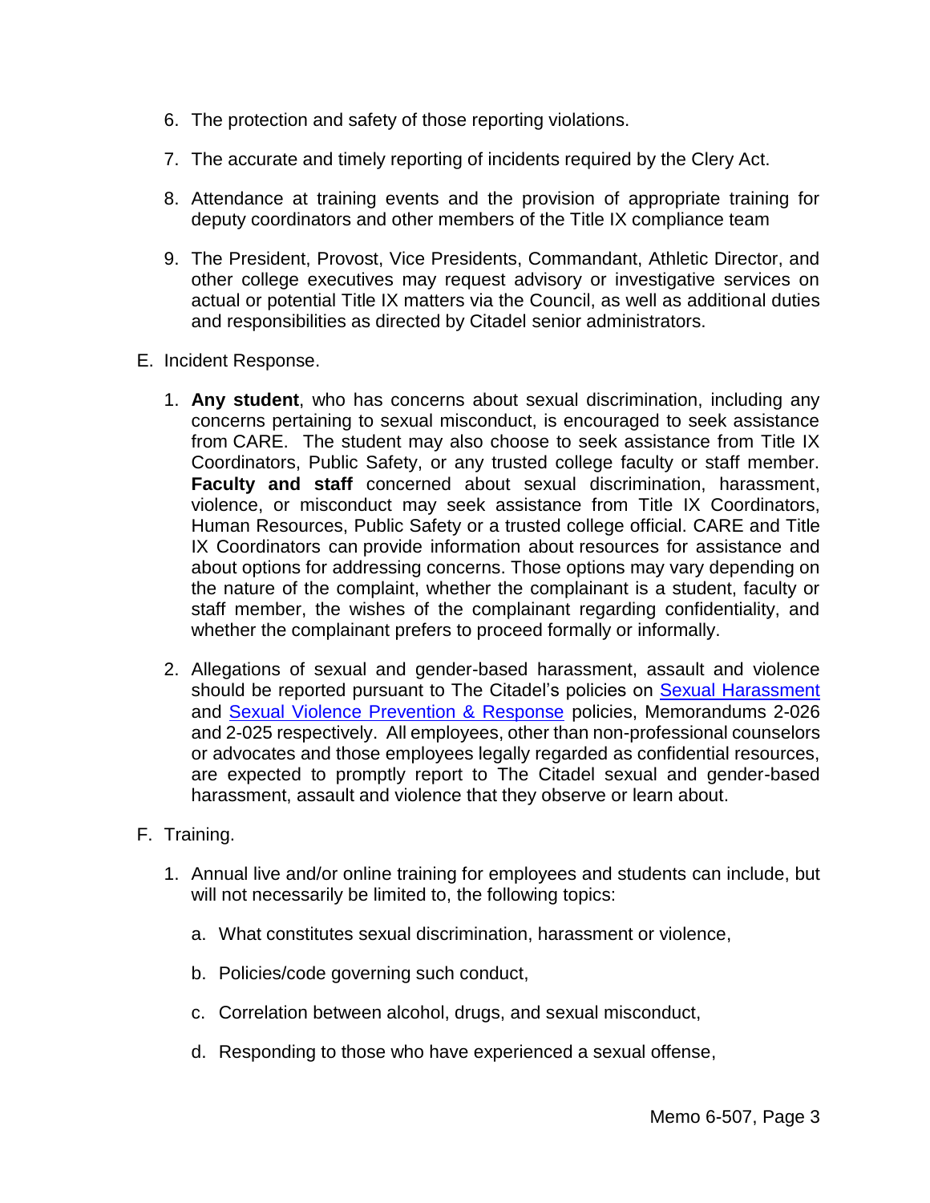6. The protection and safety of those reporting violations.

7. The accurate and timely reporting of incidents required by the Clery Act.

8. Attendance at training events and the provision of appropriate training for deputy coordinators and other members of the Title IX compliance team

9. The President, Provost, Vice Presidents, Commandant, Athletic Director, and other college executives may request advisory or investigative services on actual or potential Title IX matters via the Council, as well as additional duties and responsibilities as directed by Citadel senior administrators.

E. Incident Response.

1. **Any student**, who has concerns about sexual discrimination, including any concerns pertaining to sexual misconduct, is encouraged to seek assistance from CARE. The student may also choose to seek assistance from Title IX Coordinators, Public Safety, or any trusted college faculty or staff member. **Faculty and staff** concerned about sexual discrimination, harassment, violence, or misconduct may seek assistance from Title IX Coordinators, Human Resources, Public Safety or a trusted college official. CARE and Title IX Coordinators can provide information about resources for assistance and about options for addressing concerns. Those options may vary depending on the nature of the complaint, whether the complainant is a student, faculty or staff member, the wishes of the complainant regarding confidentiality, and whether the complainant prefers to proceed formally or informally.

2. Allegations of sexual and gender-based harassment, assault and violence should be reported pursuant to The Citadel's policies on [Sexual Harassment](#) and [Sexual Violence Prevention & Response](#) policies, Memorandums 2-026 and 2-025 respectively. All employees, other than non-professional counselors or advocates and those employees legally regarded as confidential resources, are expected to promptly report to The Citadel sexual and gender-based harassment, assault and violence that they observe or learn about.

F. Training.

1. Annual live and/or online training for employees and students can include, but will not necessarily be limited to, the following topics:

   a. What constitutes sexual discrimination, harassment or violence,

   b. Policies/code governing such conduct,

   c. Correlation between alcohol, drugs, and sexual misconduct,

   d. Responding to those who have experienced a sexual offense,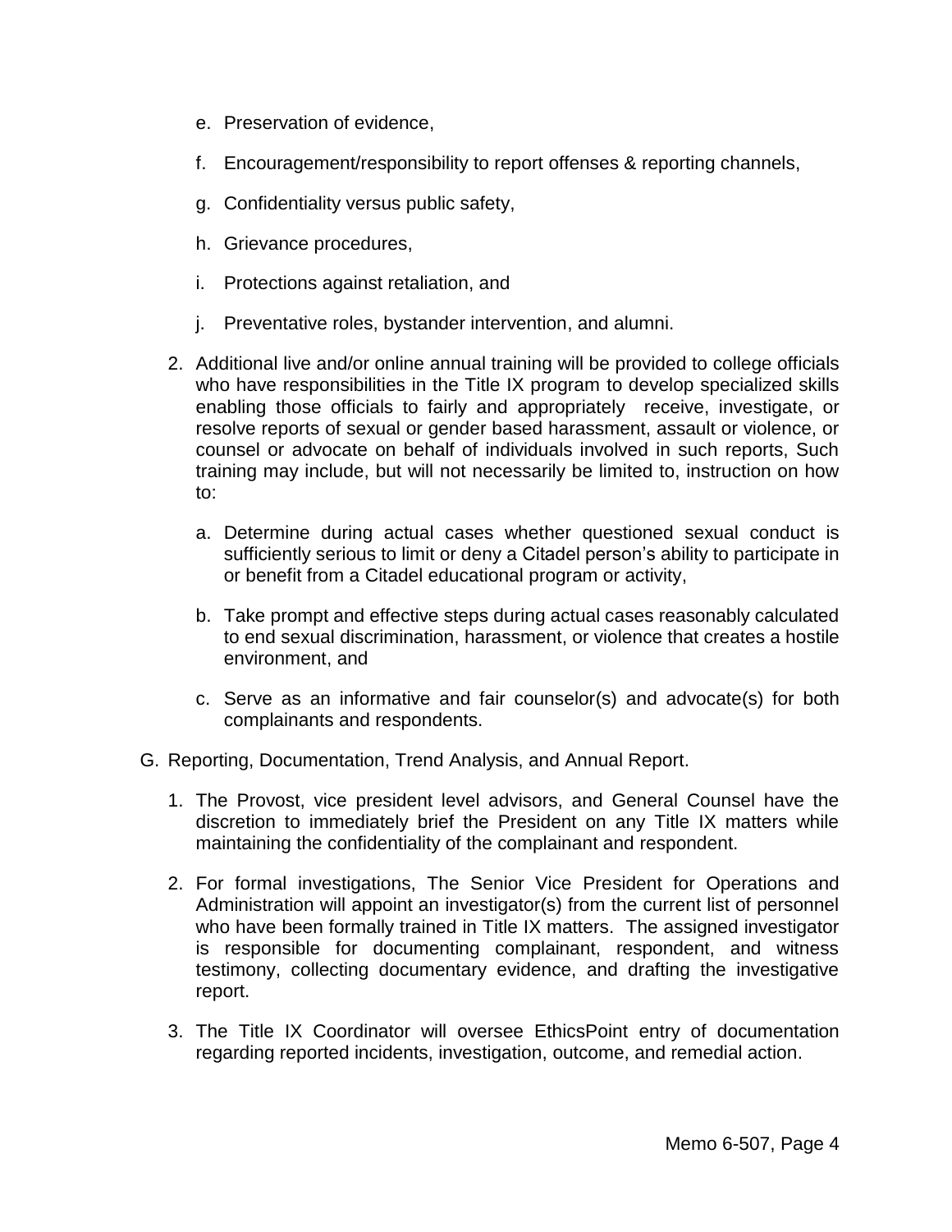e. Preservation of evidence,

   f. Encouragement/responsibility to report offenses & reporting channels,

   g. Confidentiality versus public safety,

   h. Grievance procedures,

   i. Protections against retaliation, and

   j. Preventative roles, bystander intervention, and alumni.

2. Additional live and/or online annual training will be provided to college officials who have responsibilities in the Title IX program to develop specialized skills enabling those officials to fairly and appropriately receive, investigate, or resolve reports of sexual or gender based harassment, assault or violence, or counsel or advocate on behalf of individuals involved in such reports, Such training may include, but will not necessarily be limited to, instruction on how to:

   a. Determine during actual cases whether questioned sexual conduct is sufficiently serious to limit or deny a Citadel person's ability to participate in or benefit from a Citadel educational program or activity,

   b. Take prompt and effective steps during actual cases reasonably calculated to end sexual discrimination, harassment, or violence that creates a hostile environment, and

   c. Serve as an informative and fair counselor(s) and advocate(s) for both complainants and respondents.

G. Reporting, Documentation, Trend Analysis, and Annual Report.

1. The Provost, vice president level advisors, and General Counsel have the discretion to immediately brief the President on any Title IX matters while maintaining the confidentiality of the complainant and respondent.

2. For formal investigations, The Senior Vice President for Operations and Administration will appoint an investigator(s) from the current list of personnel who have been formally trained in Title IX matters. The assigned investigator is responsible for documenting complainant, respondent, and witness testimony, collecting documentary evidence, and drafting the investigative report.

3. The Title IX Coordinator will oversee EthicsPoint entry of documentation regarding reported incidents, investigation, outcome, and remedial action.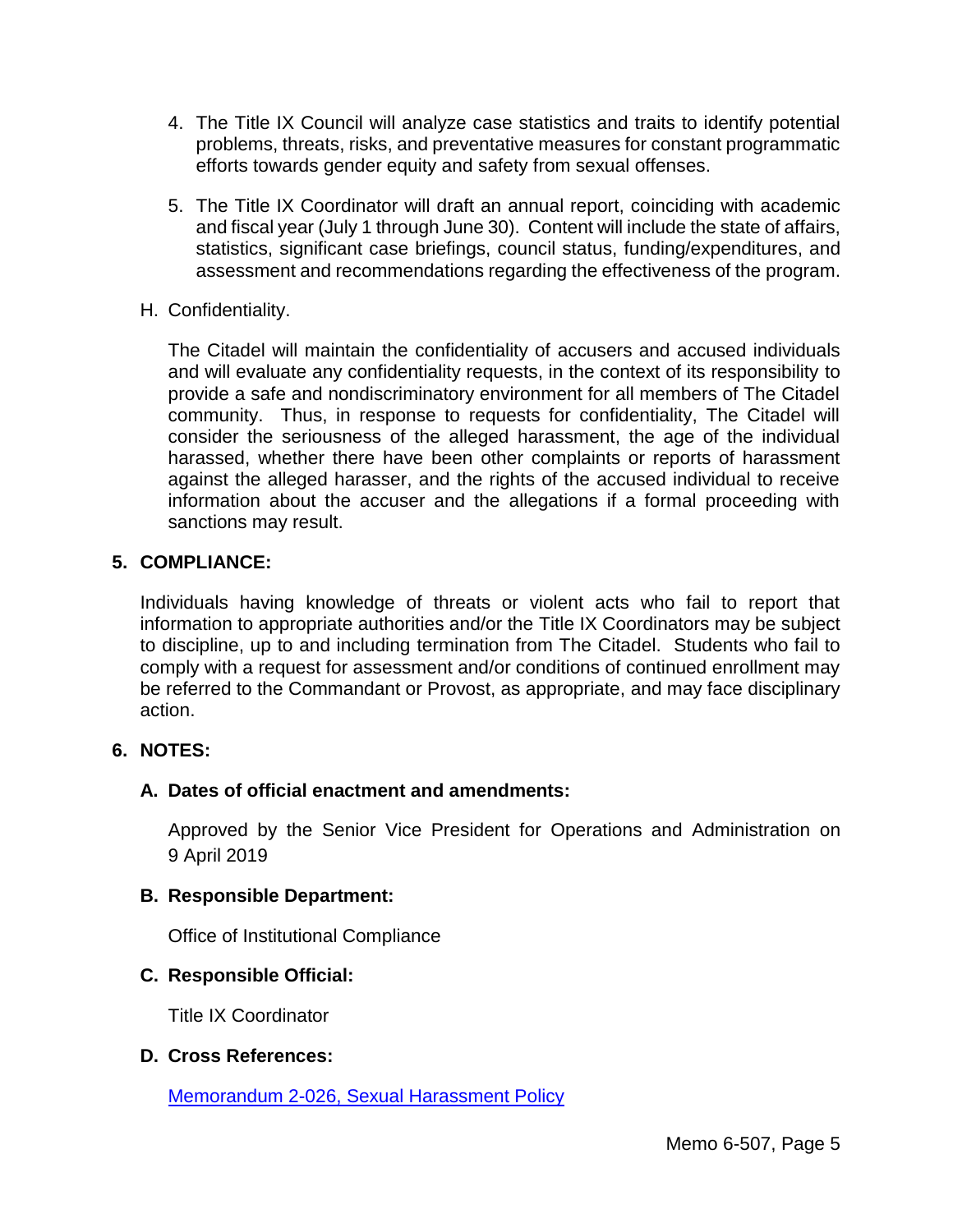4. The Title IX Council will analyze case statistics and traits to identify potential problems, threats, risks, and preventative measures for constant programmatic efforts towards gender equity and safety from sexual offenses.

5. The Title IX Coordinator will draft an annual report, coinciding with academic and fiscal year (July 1 through June 30). Content will include the state of affairs, statistics, significant case briefings, council status, funding/expenditures, and assessment and recommendations regarding the effectiveness of the program.

H. Confidentiality.

The Citadel will maintain the confidentiality of accusers and accused individuals and will evaluate any confidentiality requests, in the context of its responsibility to provide a safe and nondiscriminatory environment for all members of The Citadel community. Thus, in response to requests for confidentiality, The Citadel will consider the seriousness of the alleged harassment, the age of the individual harassed, whether there have been other complaints or reports of harassment against the alleged harasser, and the rights of the accused individual to receive information about the accuser and the allegations if a formal proceeding with sanctions may result.

## 5. COMPLIANCE:

Individuals having knowledge of threats or violent acts who fail to report that information to appropriate authorities and/or the Title IX Coordinators may be subject to discipline, up to and including termination from The Citadel. Students who fail to comply with a request for assessment and/or conditions of continued enrollment may be referred to the Commandant or Provost, as appropriate, and may face disciplinary action.

## 6. NOTES:

### A. Dates of official enactment and amendments:

Approved by the Senior Vice President for Operations and Administration on 9 April 2019

### B. Responsible Department:

Office of Institutional Compliance

### C. Responsible Official:

Title IX Coordinator

### D. Cross References:

Memorandum 2-026, Sexual Harassment Policy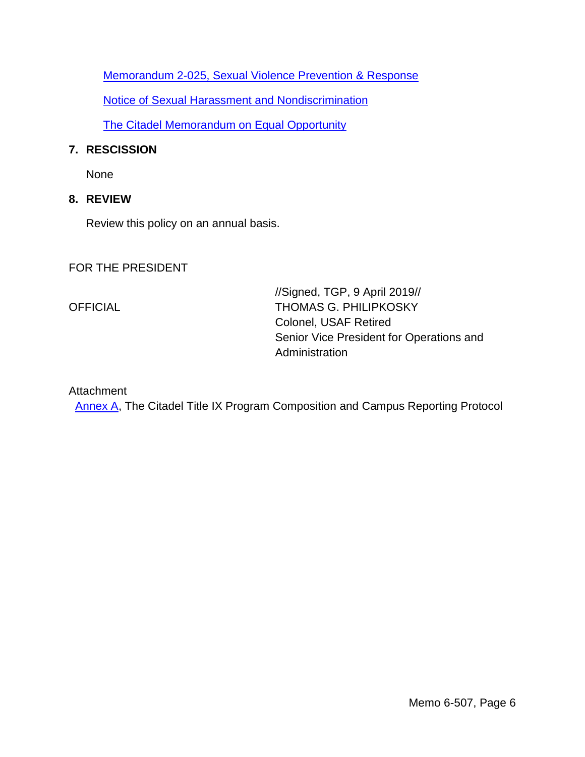Memorandum 2-025, Sexual Violence Prevention & Response

Notice of Sexual Harassment and Nondiscrimination

The Citadel Memorandum on Equal Opportunity

## 7. RESCISSION

None

## 8. REVIEW

Review this policy on an annual basis.

FOR THE PRESIDENT

OFFICIAL

//Signed, TGP, 9 April 2019//
THOMAS G. PHILIPKOSKY
Colonel, USAF Retired
Senior Vice President for Operations and Administration

Attachment
Annex A, The Citadel Title IX Program Composition and Campus Reporting Protocol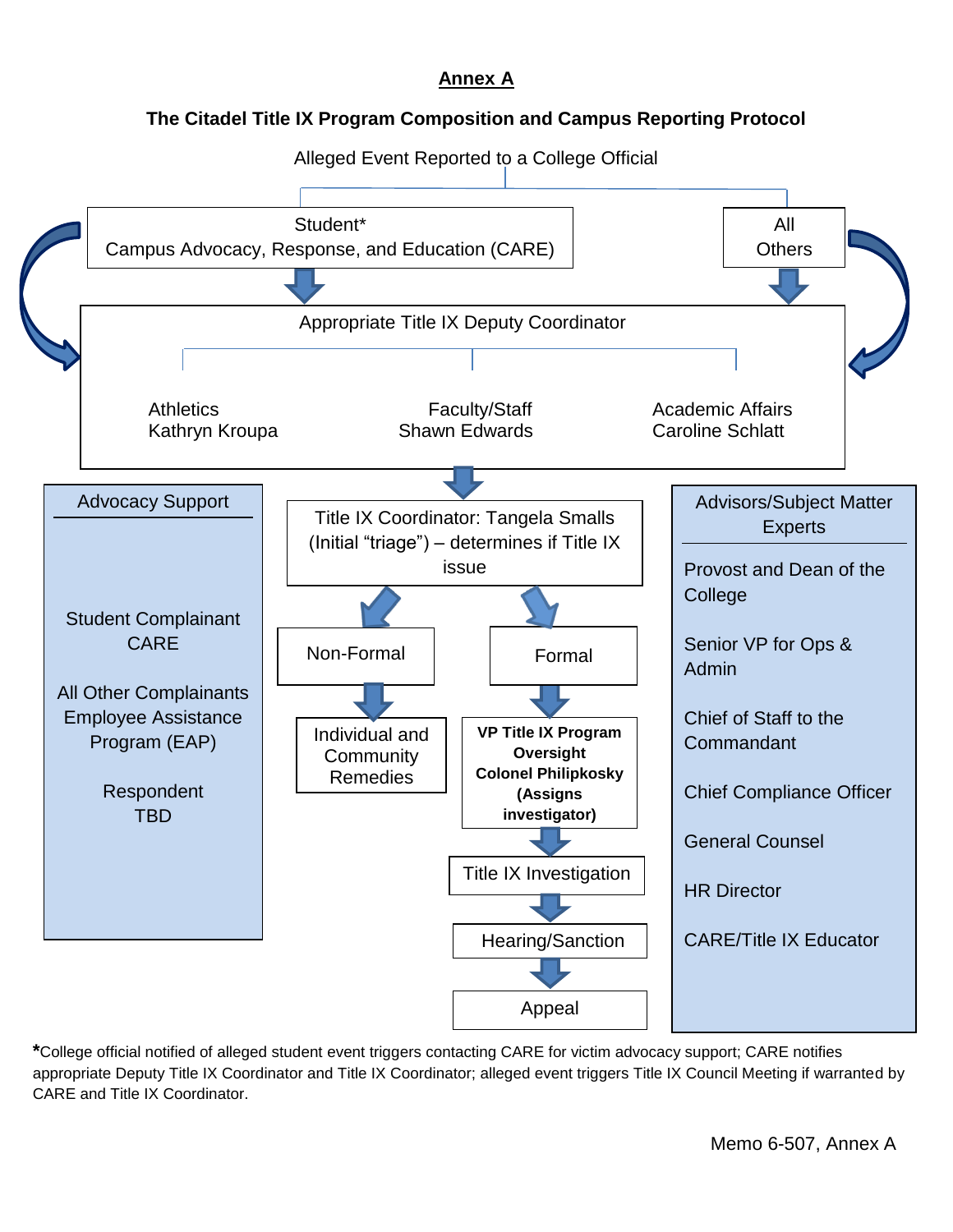# Annex A

**The Citadel Title IX Program Composition and Campus Reporting Protocol**

Alleged Event Reported to a College Official

Student*
Campus Advocacy, Response, and Education (CARE)

All Others

Appropriate Title IX Deputy Coordinator

Athletics
Kathryn Kroupa

Faculty/Staff
Shawn Edwards

Academic Affairs
Caroline Schlatt

Advocacy Support

Student Complainant
CARE

All Other Complainants
Employee Assistance Program (EAP)

Respondent
TBD

Title IX Coordinator: Tangela Smalls (Initial "triage") – determines if Title IX issue

Non-Formal

Individual and Community Remedies

Formal

**VP Title IX Program Oversight Colonel Philipkosky (Assigns investigator)**

Title IX Investigation

Hearing/Sanction

Appeal

Advisors/Subject Matter Experts

Provost and Dean of the College

Senior VP for Ops & Admin

Chief of Staff to the Commandant

Chief Compliance Officer

General Counsel

HR Director

CARE/Title IX Educator

**\***College official notified of alleged student event triggers contacting CARE for victim advocacy support; CARE notifies appropriate Deputy Title IX Coordinator and Title IX Coordinator; alleged event triggers Title IX Council Meeting if warranted by CARE and Title IX Coordinator.

Memo 6-507, Annex A